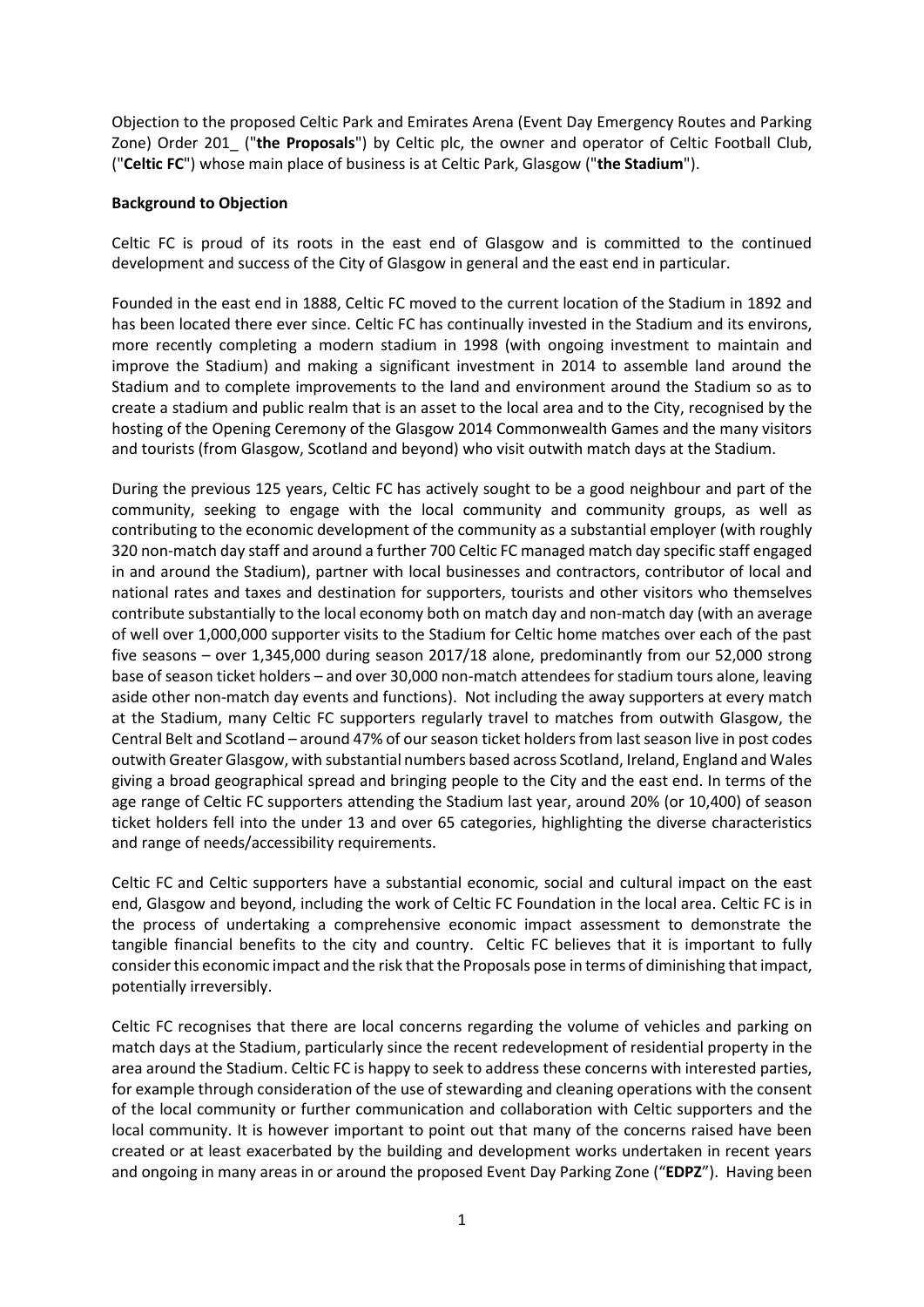Objection to the proposed Celtic Park and Emirates Arena (Event Day Emergency Routes and Parking Zone) Order 201_ ("**the Proposals**") by Celtic plc, the owner and operator of Celtic Football Club, ("**Celtic FC**") whose main place of business is at Celtic Park, Glasgow ("**the Stadium**").

**Background to Objection**

Celtic FC is proud of its roots in the east end of Glasgow and is committed to the continued development and success of the City of Glasgow in general and the east end in particular.

Founded in the east end in 1888, Celtic FC moved to the current location of the Stadium in 1892 and has been located there ever since. Celtic FC has continually invested in the Stadium and its environs, more recently completing a modern stadium in 1998 (with ongoing investment to maintain and improve the Stadium) and making a significant investment in 2014 to assemble land around the Stadium and to complete improvements to the land and environment around the Stadium so as to create a stadium and public realm that is an asset to the local area and to the City, recognised by the hosting of the Opening Ceremony of the Glasgow 2014 Commonwealth Games and the many visitors and tourists (from Glasgow, Scotland and beyond) who visit outwith match days at the Stadium.

During the previous 125 years, Celtic FC has actively sought to be a good neighbour and part of the community, seeking to engage with the local community and community groups, as well as contributing to the economic development of the community as a substantial employer (with roughly 320 non-match day staff and around a further 700 Celtic FC managed match day specific staff engaged in and around the Stadium), partner with local businesses and contractors, contributor of local and national rates and taxes and destination for supporters, tourists and other visitors who themselves contribute substantially to the local economy both on match day and non-match day (with an average of well over 1,000,000 supporter visits to the Stadium for Celtic home matches over each of the past five seasons – over 1,345,000 during season 2017/18 alone, predominantly from our 52,000 strong base of season ticket holders – and over 30,000 non-match attendees for stadium tours alone, leaving aside other non-match day events and functions). Not including the away supporters at every match at the Stadium, many Celtic FC supporters regularly travel to matches from outwith Glasgow, the Central Belt and Scotland – around 47% of our season ticket holders from last season live in post codes outwith Greater Glasgow, with substantial numbers based across Scotland, Ireland, England and Wales giving a broad geographical spread and bringing people to the City and the east end. In terms of the age range of Celtic FC supporters attending the Stadium last year, around 20% (or 10,400) of season ticket holders fell into the under 13 and over 65 categories, highlighting the diverse characteristics and range of needs/accessibility requirements.

Celtic FC and Celtic supporters have a substantial economic, social and cultural impact on the east end, Glasgow and beyond, including the work of Celtic FC Foundation in the local area. Celtic FC is in the process of undertaking a comprehensive economic impact assessment to demonstrate the tangible financial benefits to the city and country. Celtic FC believes that it is important to fully consider this economic impact and the risk that the Proposals pose in terms of diminishing that impact, potentially irreversibly.

Celtic FC recognises that there are local concerns regarding the volume of vehicles and parking on match days at the Stadium, particularly since the recent redevelopment of residential property in the area around the Stadium. Celtic FC is happy to seek to address these concerns with interested parties, for example through consideration of the use of stewarding and cleaning operations with the consent of the local community or further communication and collaboration with Celtic supporters and the local community. It is however important to point out that many of the concerns raised have been created or at least exacerbated by the building and development works undertaken in recent years and ongoing in many areas in or around the proposed Event Day Parking Zone ("**EDPZ**"). Having been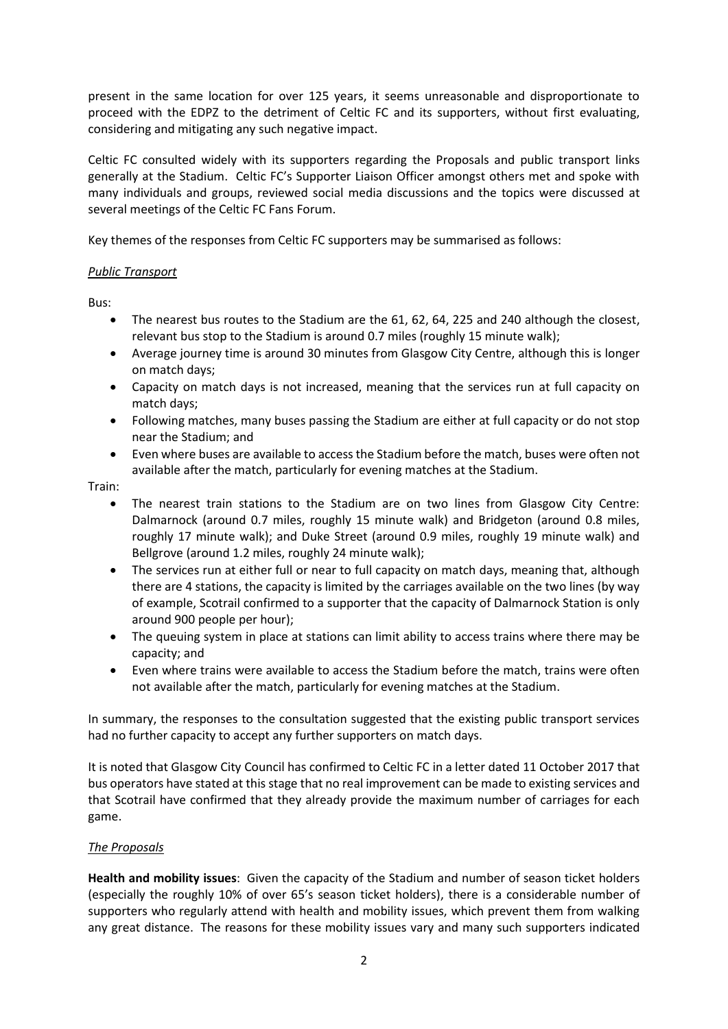present in the same location for over 125 years, it seems unreasonable and disproportionate to proceed with the EDPZ to the detriment of Celtic FC and its supporters, without first evaluating, considering and mitigating any such negative impact.

Celtic FC consulted widely with its supporters regarding the Proposals and public transport links generally at the Stadium. Celtic FC's Supporter Liaison Officer amongst others met and spoke with many individuals and groups, reviewed social media discussions and the topics were discussed at several meetings of the Celtic FC Fans Forum.

Key themes of the responses from Celtic FC supporters may be summarised as follows:

*Public Transport*

Bus:

- The nearest bus routes to the Stadium are the 61, 62, 64, 225 and 240 although the closest, relevant bus stop to the Stadium is around 0.7 miles (roughly 15 minute walk);
- Average journey time is around 30 minutes from Glasgow City Centre, although this is longer on match days;
- Capacity on match days is not increased, meaning that the services run at full capacity on match days;
- Following matches, many buses passing the Stadium are either at full capacity or do not stop near the Stadium; and
- Even where buses are available to access the Stadium before the match, buses were often not available after the match, particularly for evening matches at the Stadium.

Train:

- The nearest train stations to the Stadium are on two lines from Glasgow City Centre: Dalmarnock (around 0.7 miles, roughly 15 minute walk) and Bridgeton (around 0.8 miles, roughly 17 minute walk); and Duke Street (around 0.9 miles, roughly 19 minute walk) and Bellgrove (around 1.2 miles, roughly 24 minute walk);
- The services run at either full or near to full capacity on match days, meaning that, although there are 4 stations, the capacity is limited by the carriages available on the two lines (by way of example, Scotrail confirmed to a supporter that the capacity of Dalmarnock Station is only around 900 people per hour);
- The queuing system in place at stations can limit ability to access trains where there may be capacity; and
- Even where trains were available to access the Stadium before the match, trains were often not available after the match, particularly for evening matches at the Stadium.

In summary, the responses to the consultation suggested that the existing public transport services had no further capacity to accept any further supporters on match days.

It is noted that Glasgow City Council has confirmed to Celtic FC in a letter dated 11 October 2017 that bus operators have stated at this stage that no real improvement can be made to existing services and that Scotrail have confirmed that they already provide the maximum number of carriages for each game.

*The Proposals*

**Health and mobility issues**: Given the capacity of the Stadium and number of season ticket holders (especially the roughly 10% of over 65's season ticket holders), there is a considerable number of supporters who regularly attend with health and mobility issues, which prevent them from walking any great distance. The reasons for these mobility issues vary and many such supporters indicated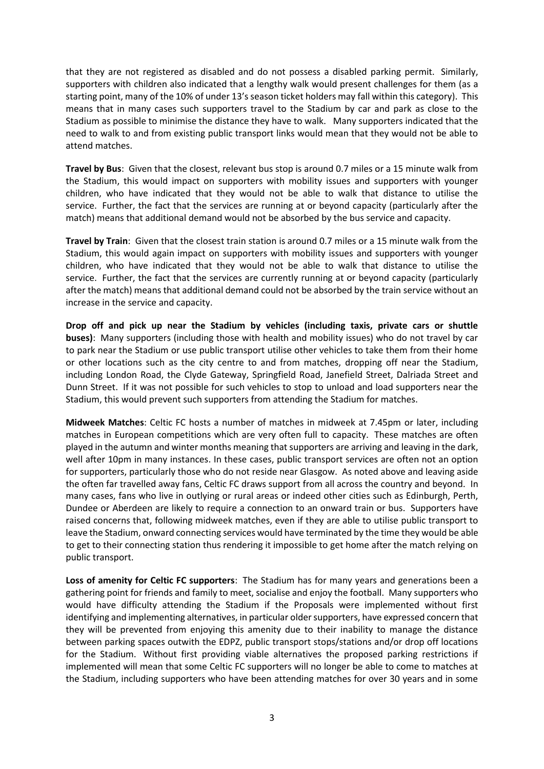that they are not registered as disabled and do not possess a disabled parking permit. Similarly, supporters with children also indicated that a lengthy walk would present challenges for them (as a starting point, many of the 10% of under 13's season ticket holders may fall within this category). This means that in many cases such supporters travel to the Stadium by car and park as close to the Stadium as possible to minimise the distance they have to walk. Many supporters indicated that the need to walk to and from existing public transport links would mean that they would not be able to attend matches.

**Travel by Bus**: Given that the closest, relevant bus stop is around 0.7 miles or a 15 minute walk from the Stadium, this would impact on supporters with mobility issues and supporters with younger children, who have indicated that they would not be able to walk that distance to utilise the service. Further, the fact that the services are running at or beyond capacity (particularly after the match) means that additional demand would not be absorbed by the bus service and capacity.

**Travel by Train**: Given that the closest train station is around 0.7 miles or a 15 minute walk from the Stadium, this would again impact on supporters with mobility issues and supporters with younger children, who have indicated that they would not be able to walk that distance to utilise the service. Further, the fact that the services are currently running at or beyond capacity (particularly after the match) means that additional demand could not be absorbed by the train service without an increase in the service and capacity.

**Drop off and pick up near the Stadium by vehicles (including taxis, private cars or shuttle buses)**: Many supporters (including those with health and mobility issues) who do not travel by car to park near the Stadium or use public transport utilise other vehicles to take them from their home or other locations such as the city centre to and from matches, dropping off near the Stadium, including London Road, the Clyde Gateway, Springfield Road, Janefield Street, Dalriada Street and Dunn Street. If it was not possible for such vehicles to stop to unload and load supporters near the Stadium, this would prevent such supporters from attending the Stadium for matches.

**Midweek Matches**: Celtic FC hosts a number of matches in midweek at 7.45pm or later, including matches in European competitions which are very often full to capacity. These matches are often played in the autumn and winter months meaning that supporters are arriving and leaving in the dark, well after 10pm in many instances. In these cases, public transport services are often not an option for supporters, particularly those who do not reside near Glasgow. As noted above and leaving aside the often far travelled away fans, Celtic FC draws support from all across the country and beyond. In many cases, fans who live in outlying or rural areas or indeed other cities such as Edinburgh, Perth, Dundee or Aberdeen are likely to require a connection to an onward train or bus. Supporters have raised concerns that, following midweek matches, even if they are able to utilise public transport to leave the Stadium, onward connecting services would have terminated by the time they would be able to get to their connecting station thus rendering it impossible to get home after the match relying on public transport.

**Loss of amenity for Celtic FC supporters**: The Stadium has for many years and generations been a gathering point for friends and family to meet, socialise and enjoy the football. Many supporters who would have difficulty attending the Stadium if the Proposals were implemented without first identifying and implementing alternatives, in particular older supporters, have expressed concern that they will be prevented from enjoying this amenity due to their inability to manage the distance between parking spaces outwith the EDPZ, public transport stops/stations and/or drop off locations for the Stadium. Without first providing viable alternatives the proposed parking restrictions if implemented will mean that some Celtic FC supporters will no longer be able to come to matches at the Stadium, including supporters who have been attending matches for over 30 years and in some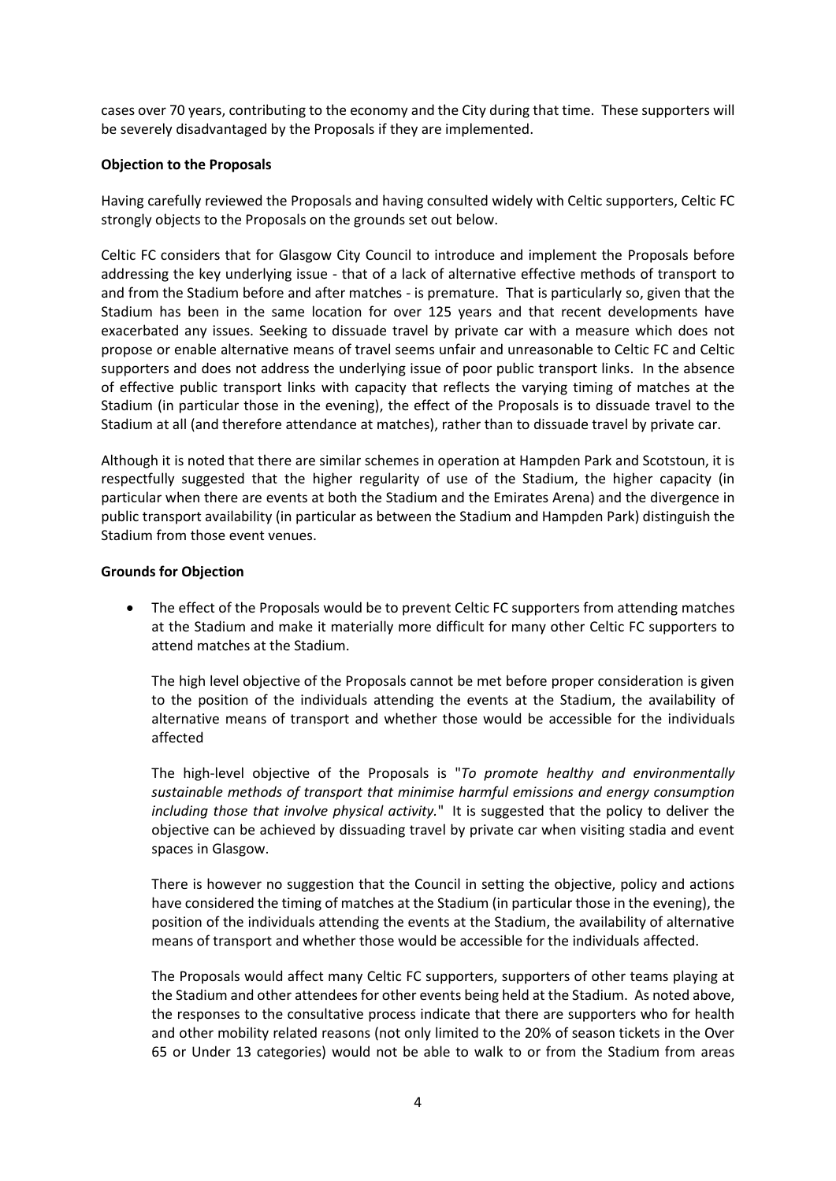cases over 70 years, contributing to the economy and the City during that time. These supporters will be severely disadvantaged by the Proposals if they are implemented.

**Objection to the Proposals**

Having carefully reviewed the Proposals and having consulted widely with Celtic supporters, Celtic FC strongly objects to the Proposals on the grounds set out below.

Celtic FC considers that for Glasgow City Council to introduce and implement the Proposals before addressing the key underlying issue - that of a lack of alternative effective methods of transport to and from the Stadium before and after matches - is premature. That is particularly so, given that the Stadium has been in the same location for over 125 years and that recent developments have exacerbated any issues. Seeking to dissuade travel by private car with a measure which does not propose or enable alternative means of travel seems unfair and unreasonable to Celtic FC and Celtic supporters and does not address the underlying issue of poor public transport links. In the absence of effective public transport links with capacity that reflects the varying timing of matches at the Stadium (in particular those in the evening), the effect of the Proposals is to dissuade travel to the Stadium at all (and therefore attendance at matches), rather than to dissuade travel by private car.

Although it is noted that there are similar schemes in operation at Hampden Park and Scotstoun, it is respectfully suggested that the higher regularity of use of the Stadium, the higher capacity (in particular when there are events at both the Stadium and the Emirates Arena) and the divergence in public transport availability (in particular as between the Stadium and Hampden Park) distinguish the Stadium from those event venues.

**Grounds for Objection**

- The effect of the Proposals would be to prevent Celtic FC supporters from attending matches at the Stadium and make it materially more difficult for many other Celtic FC supporters to attend matches at the Stadium.

  The high level objective of the Proposals cannot be met before proper consideration is given to the position of the individuals attending the events at the Stadium, the availability of alternative means of transport and whether those would be accessible for the individuals affected

  The high-level objective of the Proposals is "*To promote healthy and environmentally sustainable methods of transport that minimise harmful emissions and energy consumption including those that involve physical activity.*" It is suggested that the policy to deliver the objective can be achieved by dissuading travel by private car when visiting stadia and event spaces in Glasgow.

  There is however no suggestion that the Council in setting the objective, policy and actions have considered the timing of matches at the Stadium (in particular those in the evening), the position of the individuals attending the events at the Stadium, the availability of alternative means of transport and whether those would be accessible for the individuals affected.

  The Proposals would affect many Celtic FC supporters, supporters of other teams playing at the Stadium and other attendees for other events being held at the Stadium. As noted above, the responses to the consultative process indicate that there are supporters who for health and other mobility related reasons (not only limited to the 20% of season tickets in the Over 65 or Under 13 categories) would not be able to walk to or from the Stadium from areas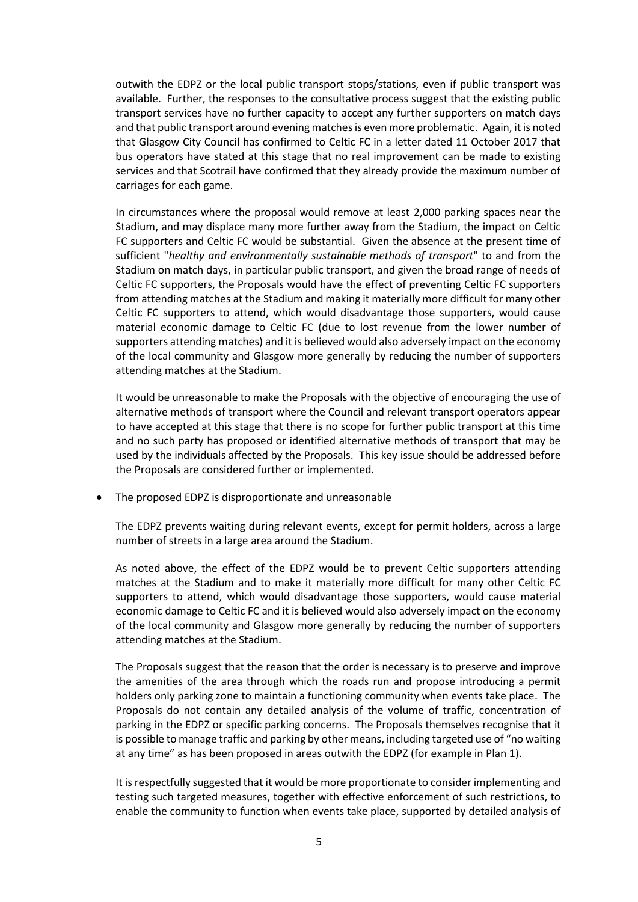outwith the EDPZ or the local public transport stops/stations, even if public transport was available. Further, the responses to the consultative process suggest that the existing public transport services have no further capacity to accept any further supporters on match days and that public transport around evening matches is even more problematic. Again, it is noted that Glasgow City Council has confirmed to Celtic FC in a letter dated 11 October 2017 that bus operators have stated at this stage that no real improvement can be made to existing services and that Scotrail have confirmed that they already provide the maximum number of carriages for each game.

In circumstances where the proposal would remove at least 2,000 parking spaces near the Stadium, and may displace many more further away from the Stadium, the impact on Celtic FC supporters and Celtic FC would be substantial. Given the absence at the present time of sufficient "*healthy and environmentally sustainable methods of transport*" to and from the Stadium on match days, in particular public transport, and given the broad range of needs of Celtic FC supporters, the Proposals would have the effect of preventing Celtic FC supporters from attending matches at the Stadium and making it materially more difficult for many other Celtic FC supporters to attend, which would disadvantage those supporters, would cause material economic damage to Celtic FC (due to lost revenue from the lower number of supporters attending matches) and it is believed would also adversely impact on the economy of the local community and Glasgow more generally by reducing the number of supporters attending matches at the Stadium.

It would be unreasonable to make the Proposals with the objective of encouraging the use of alternative methods of transport where the Council and relevant transport operators appear to have accepted at this stage that there is no scope for further public transport at this time and no such party has proposed or identified alternative methods of transport that may be used by the individuals affected by the Proposals. This key issue should be addressed before the Proposals are considered further or implemented.

- The proposed EDPZ is disproportionate and unreasonable

  The EDPZ prevents waiting during relevant events, except for permit holders, across a large number of streets in a large area around the Stadium.

  As noted above, the effect of the EDPZ would be to prevent Celtic supporters attending matches at the Stadium and to make it materially more difficult for many other Celtic FC supporters to attend, which would disadvantage those supporters, would cause material economic damage to Celtic FC and it is believed would also adversely impact on the economy of the local community and Glasgow more generally by reducing the number of supporters attending matches at the Stadium.

  The Proposals suggest that the reason that the order is necessary is to preserve and improve the amenities of the area through which the roads run and propose introducing a permit holders only parking zone to maintain a functioning community when events take place. The Proposals do not contain any detailed analysis of the volume of traffic, concentration of parking in the EDPZ or specific parking concerns. The Proposals themselves recognise that it is possible to manage traffic and parking by other means, including targeted use of "no waiting at any time" as has been proposed in areas outwith the EDPZ (for example in Plan 1).

  It is respectfully suggested that it would be more proportionate to consider implementing and testing such targeted measures, together with effective enforcement of such restrictions, to enable the community to function when events take place, supported by detailed analysis of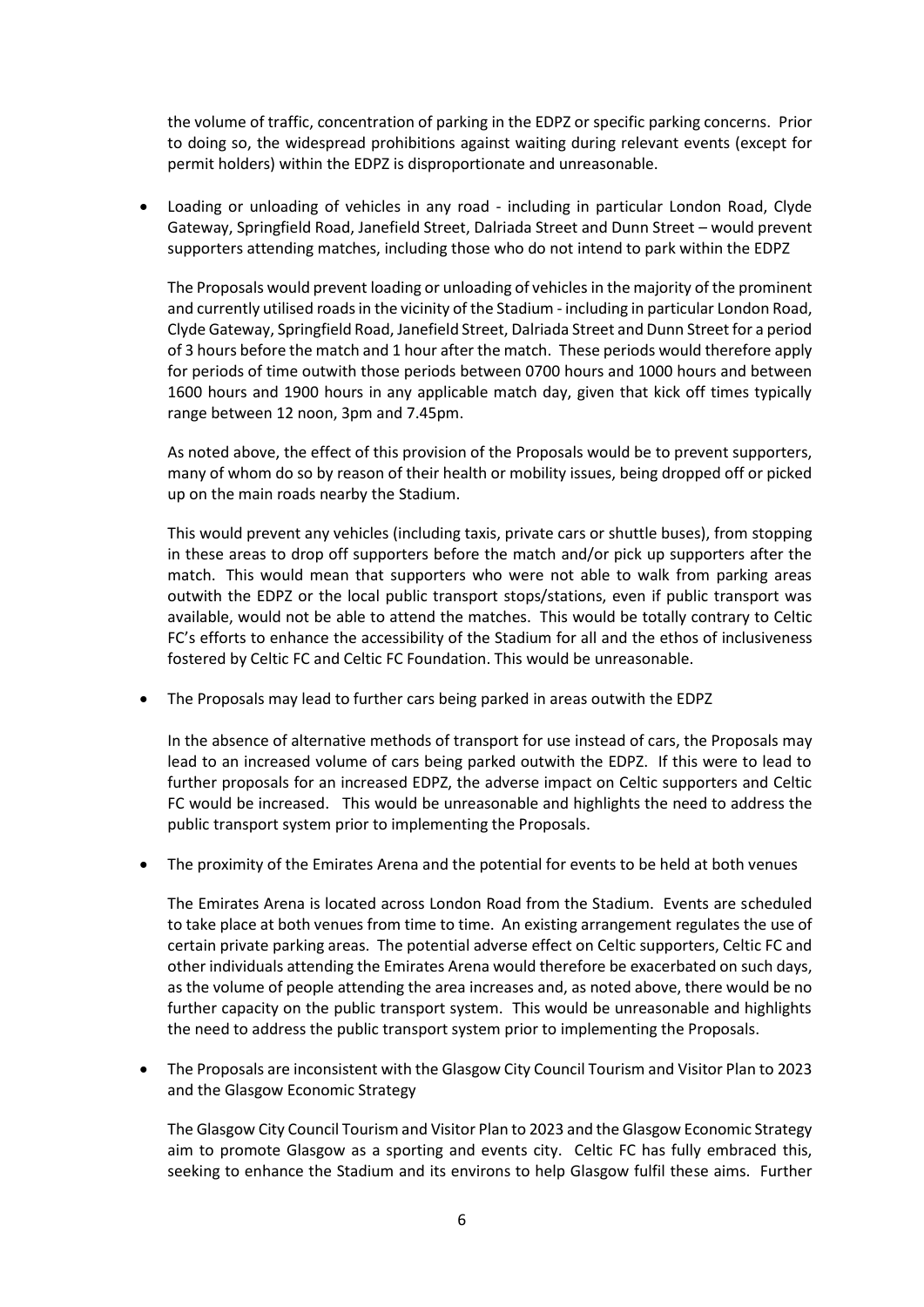the volume of traffic, concentration of parking in the EDPZ or specific parking concerns. Prior to doing so, the widespread prohibitions against waiting during relevant events (except for permit holders) within the EDPZ is disproportionate and unreasonable.

- Loading or unloading of vehicles in any road - including in particular London Road, Clyde Gateway, Springfield Road, Janefield Street, Dalriada Street and Dunn Street – would prevent supporters attending matches, including those who do not intend to park within the EDPZ

  The Proposals would prevent loading or unloading of vehicles in the majority of the prominent and currently utilised roads in the vicinity of the Stadium - including in particular London Road, Clyde Gateway, Springfield Road, Janefield Street, Dalriada Street and Dunn Street for a period of 3 hours before the match and 1 hour after the match. These periods would therefore apply for periods of time outwith those periods between 0700 hours and 1000 hours and between 1600 hours and 1900 hours in any applicable match day, given that kick off times typically range between 12 noon, 3pm and 7.45pm.

  As noted above, the effect of this provision of the Proposals would be to prevent supporters, many of whom do so by reason of their health or mobility issues, being dropped off or picked up on the main roads nearby the Stadium.

  This would prevent any vehicles (including taxis, private cars or shuttle buses), from stopping in these areas to drop off supporters before the match and/or pick up supporters after the match. This would mean that supporters who were not able to walk from parking areas outwith the EDPZ or the local public transport stops/stations, even if public transport was available, would not be able to attend the matches. This would be totally contrary to Celtic FC's efforts to enhance the accessibility of the Stadium for all and the ethos of inclusiveness fostered by Celtic FC and Celtic FC Foundation. This would be unreasonable.

- The Proposals may lead to further cars being parked in areas outwith the EDPZ

  In the absence of alternative methods of transport for use instead of cars, the Proposals may lead to an increased volume of cars being parked outwith the EDPZ. If this were to lead to further proposals for an increased EDPZ, the adverse impact on Celtic supporters and Celtic FC would be increased. This would be unreasonable and highlights the need to address the public transport system prior to implementing the Proposals.

- The proximity of the Emirates Arena and the potential for events to be held at both venues

  The Emirates Arena is located across London Road from the Stadium. Events are scheduled to take place at both venues from time to time. An existing arrangement regulates the use of certain private parking areas. The potential adverse effect on Celtic supporters, Celtic FC and other individuals attending the Emirates Arena would therefore be exacerbated on such days, as the volume of people attending the area increases and, as noted above, there would be no further capacity on the public transport system. This would be unreasonable and highlights the need to address the public transport system prior to implementing the Proposals.

- The Proposals are inconsistent with the Glasgow City Council Tourism and Visitor Plan to 2023 and the Glasgow Economic Strategy

  The Glasgow City Council Tourism and Visitor Plan to 2023 and the Glasgow Economic Strategy aim to promote Glasgow as a sporting and events city. Celtic FC has fully embraced this, seeking to enhance the Stadium and its environs to help Glasgow fulfil these aims. Further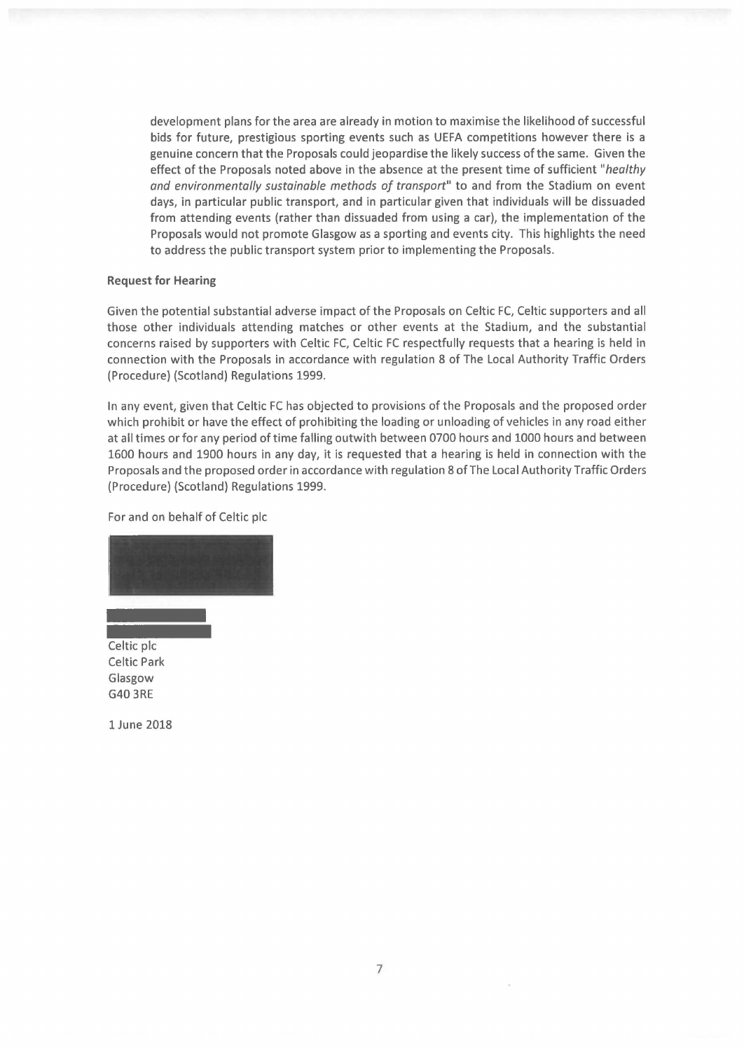development plans for the area are already in motion to maximise the likelihood of successful bids for future, prestigious sporting events such as UEFA competitions however there is a genuine concern that the Proposals could jeopardise the likely success of the same. Given the effect of the Proposals noted above in the absence at the present time of sufficient "*healthy and environmentally sustainable methods of transport*" to and from the Stadium on event days, in particular public transport, and in particular given that individuals will be dissuaded from attending events (rather than dissuaded from using a car), the implementation of the Proposals would not promote Glasgow as a sporting and events city. This highlights the need to address the public transport system prior to implementing the Proposals.

**Request for Hearing**

Given the potential substantial adverse impact of the Proposals on Celtic FC, Celtic supporters and all those other individuals attending matches or other events at the Stadium, and the substantial concerns raised by supporters with Celtic FC, Celtic FC respectfully requests that a hearing is held in connection with the Proposals in accordance with regulation 8 of The Local Authority Traffic Orders (Procedure) (Scotland) Regulations 1999.

In any event, given that Celtic FC has objected to provisions of the Proposals and the proposed order which prohibit or have the effect of prohibiting the loading or unloading of vehicles in any road either at all times or for any period of time falling outwith between 0700 hours and 1000 hours and between 1600 hours and 1900 hours in any day, it is requested that a hearing is held in connection with the Proposals and the proposed order in accordance with regulation 8 of The Local Authority Traffic Orders (Procedure) (Scotland) Regulations 1999.

For and on behalf of Celtic plc

Celtic plc
Celtic Park
Glasgow
G40 3RE

1 June 2018